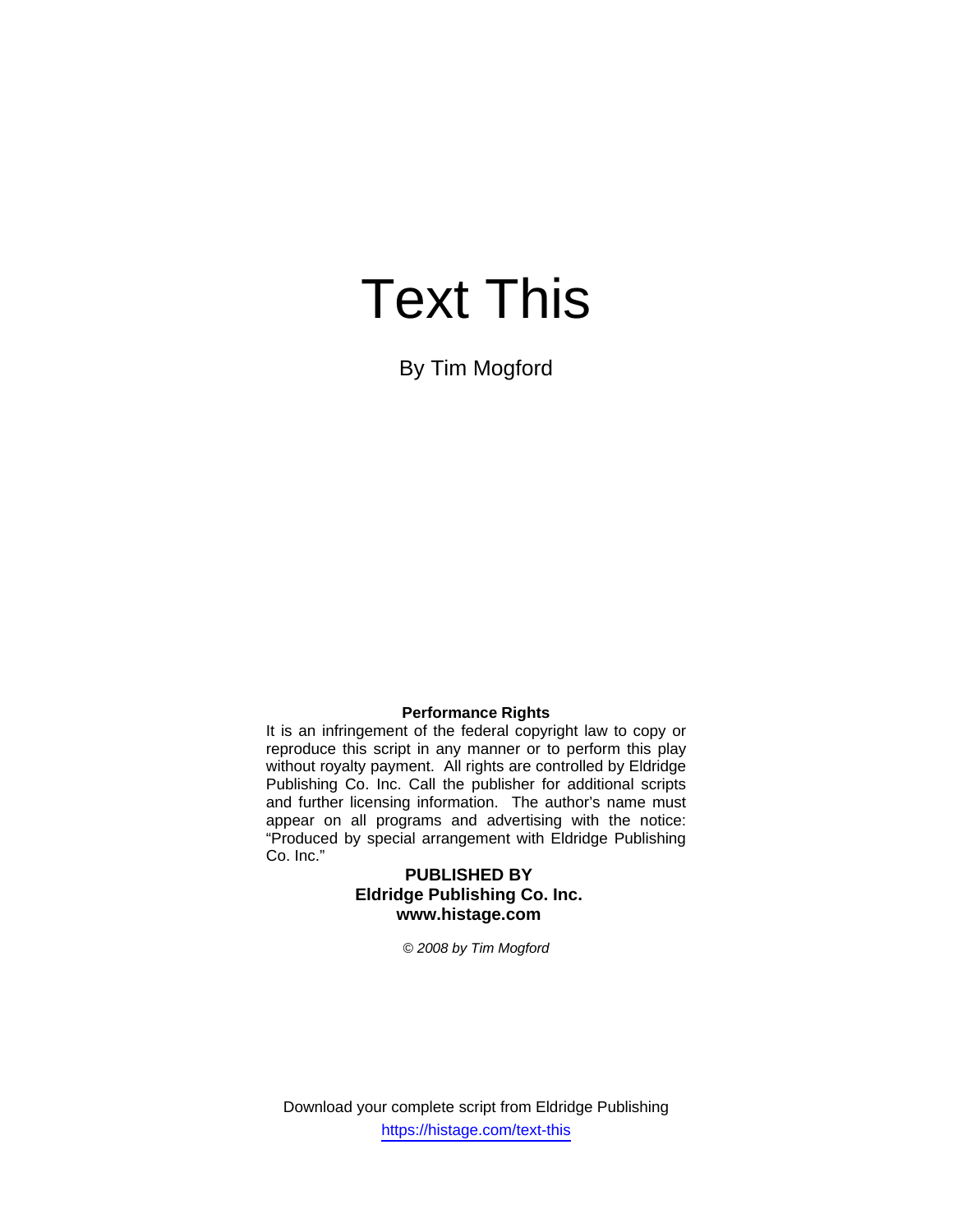# Text This

By Tim Mogford

**Performance Rights**

It is an infringement of the federal copyright law to copy or reproduce this script in any manner or to perform this play without royalty payment. All rights are controlled by Eldridge Publishing Co. Inc. Call the publisher for additional scripts and further licensing information. The author's name must appear on all programs and advertising with the notice: "Produced by special arrangement with Eldridge Publishing Co. Inc."

**PUBLISHED BY**
**Eldridge Publishing Co. Inc.**
**www.histage.com**

*© 2008 by Tim Mogford*

Download your complete script from Eldridge Publishing
https://histage.com/text-this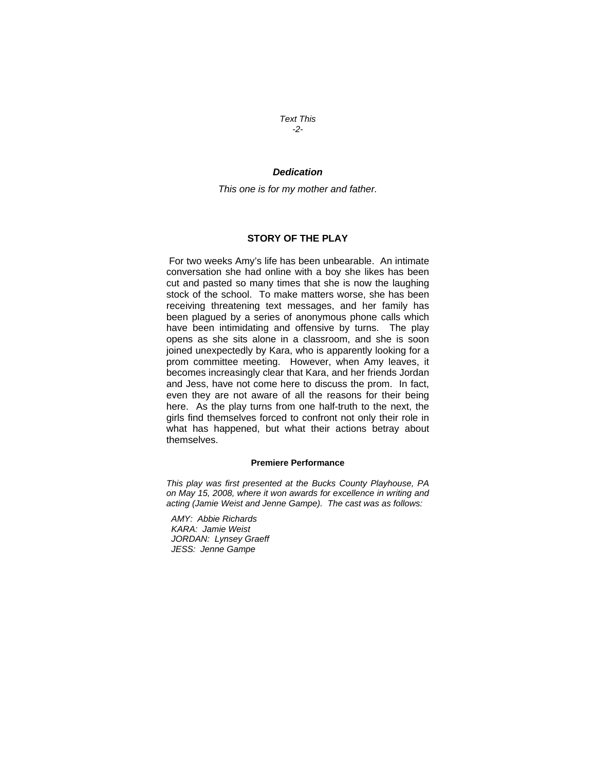### *Dedication*

*This one is for my mother and father.*

## STORY OF THE PLAY

For two weeks Amy's life has been unbearable. An intimate conversation she had online with a boy she likes has been cut and pasted so many times that she is now the laughing stock of the school. To make matters worse, she has been receiving threatening text messages, and her family has been plagued by a series of anonymous phone calls which have been intimidating and offensive by turns. The play opens as she sits alone in a classroom, and she is soon joined unexpectedly by Kara, who is apparently looking for a prom committee meeting. However, when Amy leaves, it becomes increasingly clear that Kara, and her friends Jordan and Jess, have not come here to discuss the prom. In fact, even they are not aware of all the reasons for their being here. As the play turns from one half-truth to the next, the girls find themselves forced to confront not only their role in what has happened, but what their actions betray about themselves.

### Premiere Performance

*This play was first presented at the Bucks County Playhouse, PA on May 15, 2008, where it won awards for excellence in writing and acting (Jamie Weist and Jenne Gampe). The cast was as follows:*

*AMY: Abbie Richards*
*KARA: Jamie Weist*
*JORDAN: Lynsey Graeff*
*JESS: Jenne Gampe*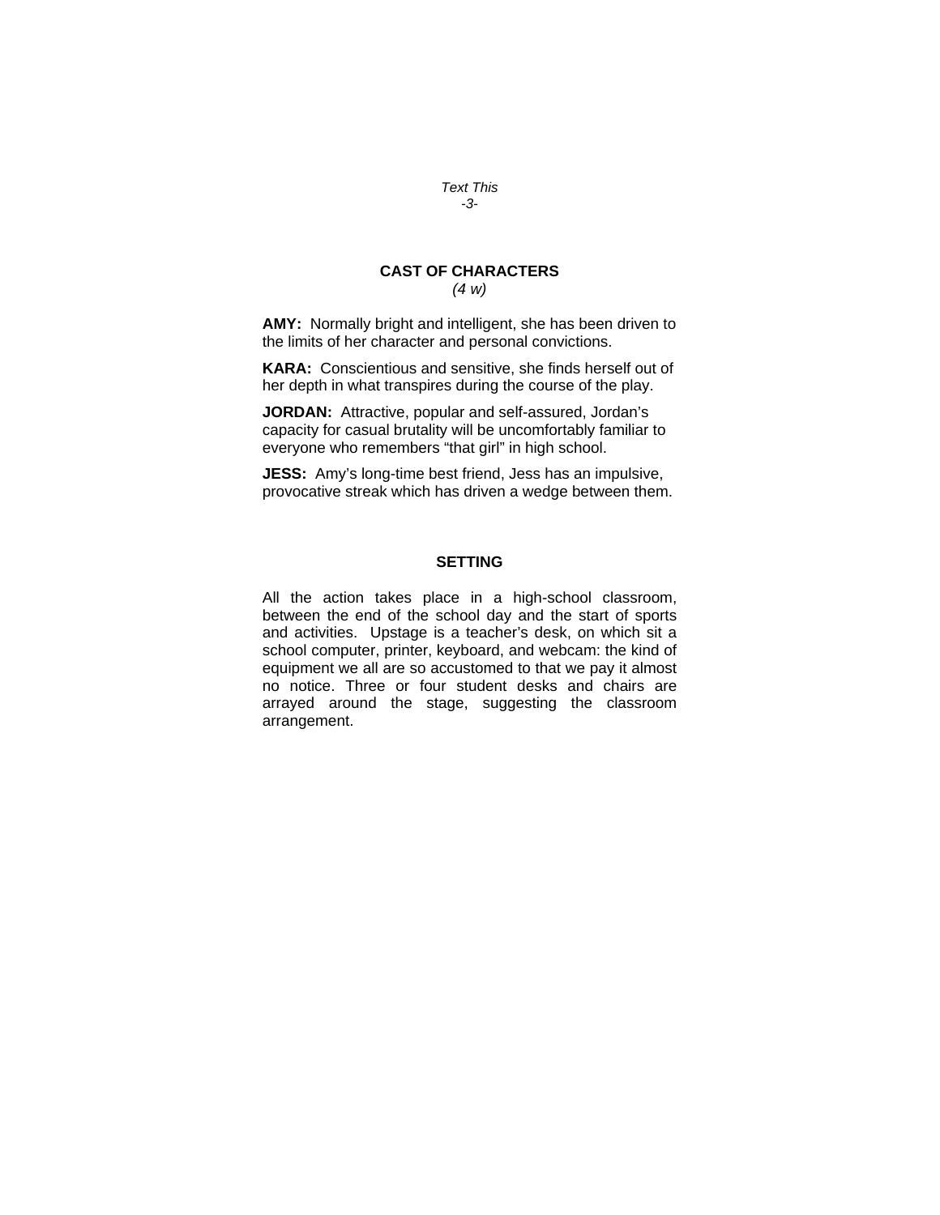## CAST OF CHARACTERS

*(4 w)*

**AMY:** Normally bright and intelligent, she has been driven to the limits of her character and personal convictions.

**KARA:** Conscientious and sensitive, she finds herself out of her depth in what transpires during the course of the play.

**JORDAN:** Attractive, popular and self-assured, Jordan's capacity for casual brutality will be uncomfortably familiar to everyone who remembers "that girl" in high school.

**JESS:** Amy's long-time best friend, Jess has an impulsive, provocative streak which has driven a wedge between them.

## SETTING

All the action takes place in a high-school classroom, between the end of the school day and the start of sports and activities. Upstage is a teacher's desk, on which sit a school computer, printer, keyboard, and webcam: the kind of equipment we all are so accustomed to that we pay it almost no notice. Three or four student desks and chairs are arrayed around the stage, suggesting the classroom arrangement.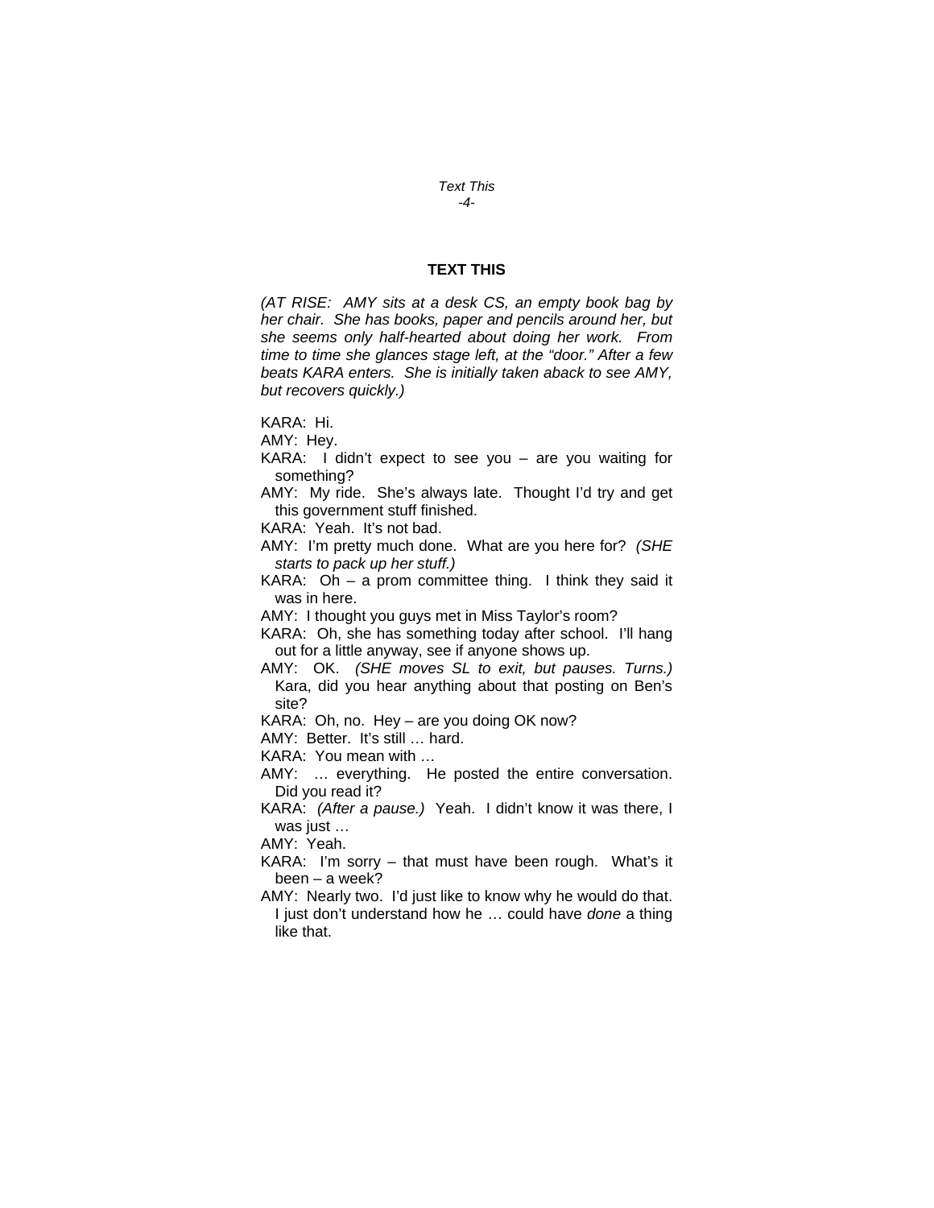## TEXT THIS

*(AT RISE: AMY sits at a desk CS, an empty book bag by her chair. She has books, paper and pencils around her, but she seems only half-hearted about doing her work. From time to time she glances stage left, at the "door." After a few beats KARA enters. She is initially taken aback to see AMY, but recovers quickly.)*

KARA: Hi.

AMY: Hey.

KARA: I didn't expect to see you – are you waiting for something?

AMY: My ride. She's always late. Thought I'd try and get this government stuff finished.

KARA: Yeah. It's not bad.

AMY: I'm pretty much done. What are you here for? *(SHE starts to pack up her stuff.)*

KARA: Oh – a prom committee thing. I think they said it was in here.

AMY: I thought you guys met in Miss Taylor's room?

KARA: Oh, she has something today after school. I'll hang out for a little anyway, see if anyone shows up.

AMY: OK. *(SHE moves SL to exit, but pauses. Turns.)* Kara, did you hear anything about that posting on Ben's site?

KARA: Oh, no. Hey – are you doing OK now?

AMY: Better. It's still … hard.

KARA: You mean with …

AMY: … everything. He posted the entire conversation. Did you read it?

KARA: *(After a pause.)* Yeah. I didn't know it was there, I was just …

AMY: Yeah.

KARA: I'm sorry – that must have been rough. What's it been – a week?

AMY: Nearly two. I'd just like to know why he would do that. I just don't understand how he … could have *done* a thing like that.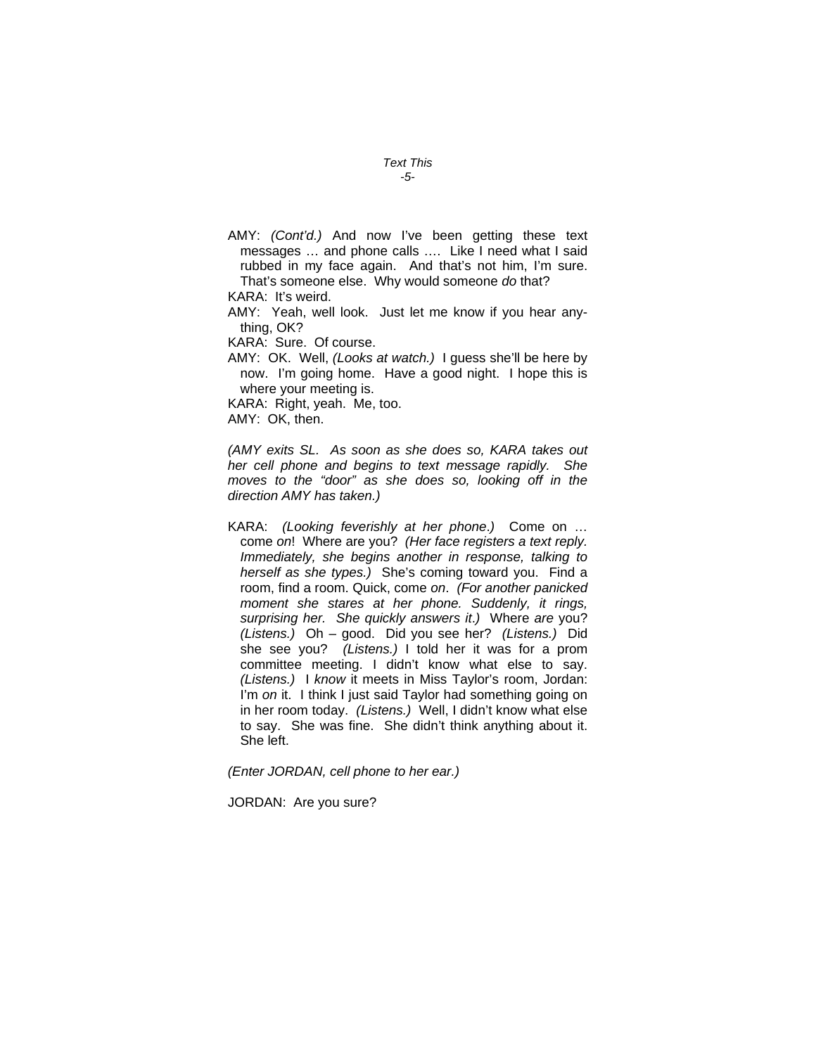AMY: *(Cont'd.)* And now I've been getting these text messages … and phone calls …. Like I need what I said rubbed in my face again. And that's not him, I'm sure. That's someone else. Why would someone *do* that?

KARA: It's weird.

AMY: Yeah, well look. Just let me know if you hear anything, OK?

KARA: Sure. Of course.

AMY: OK. Well, *(Looks at watch.)* I guess she'll be here by now. I'm going home. Have a good night. I hope this is where your meeting is.

KARA: Right, yeah. Me, too.

AMY: OK, then.

*(AMY exits SL. As soon as she does so, KARA takes out her cell phone and begins to text message rapidly. She moves to the "door" as she does so, looking off in the direction AMY has taken.)*

KARA: *(Looking feverishly at her phone.)* Come on … come *on*! Where are you? *(Her face registers a text reply. Immediately, she begins another in response, talking to herself as she types.)* She's coming toward you. Find a room, find a room. Quick, come *on*. *(For another panicked moment she stares at her phone. Suddenly, it rings, surprising her. She quickly answers it.)* Where *are* you? *(Listens.)* Oh – good. Did you see her? *(Listens.)* Did she see you? *(Listens.)* I told her it was for a prom committee meeting. I didn't know what else to say. *(Listens.)* I *know* it meets in Miss Taylor's room, Jordan: I'm *on* it. I think I just said Taylor had something going on in her room today. *(Listens.)* Well, I didn't know what else to say. She was fine. She didn't think anything about it. She left.

*(Enter JORDAN, cell phone to her ear.)*

JORDAN: Are you sure?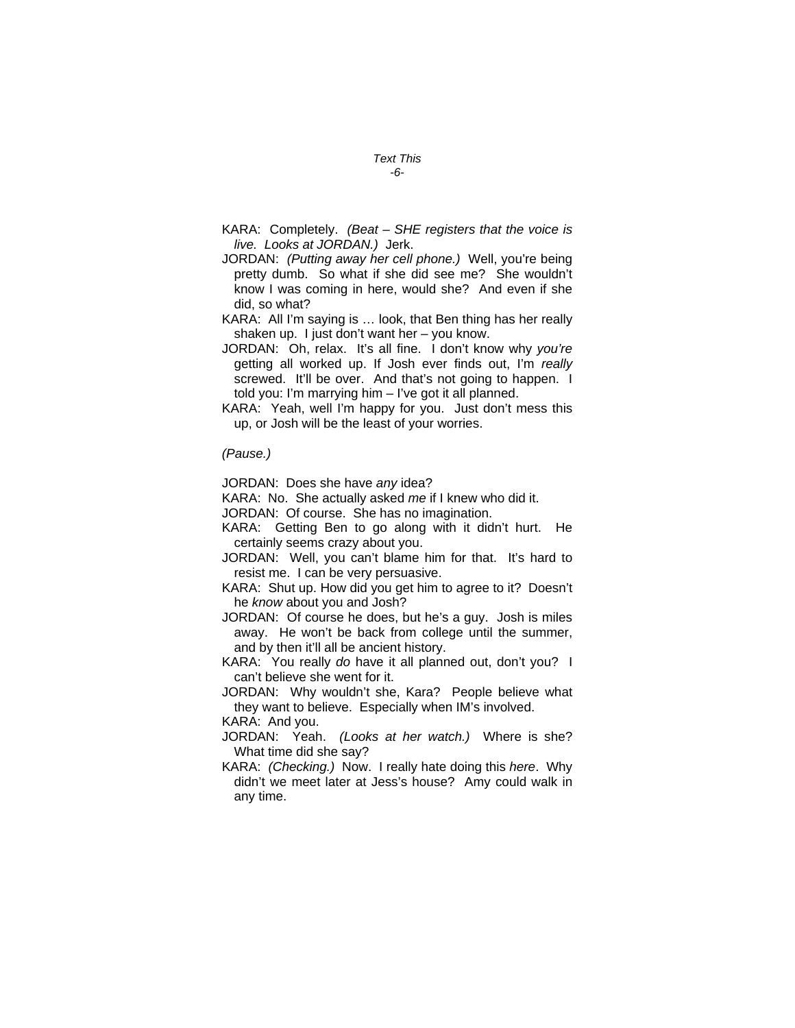KARA: Completely. *(Beat – SHE registers that the voice is live. Looks at JORDAN.)* Jerk.

JORDAN: *(Putting away her cell phone.)* Well, you're being pretty dumb. So what if she did see me? She wouldn't know I was coming in here, would she? And even if she did, so what?

KARA: All I'm saying is … look, that Ben thing has her really shaken up. I just don't want her – you know.

JORDAN: Oh, relax. It's all fine. I don't know why *you're* getting all worked up. If Josh ever finds out, I'm *really* screwed. It'll be over. And that's not going to happen. I told you: I'm marrying him – I've got it all planned.

KARA: Yeah, well I'm happy for you. Just don't mess this up, or Josh will be the least of your worries.

*(Pause.)*

JORDAN: Does she have *any* idea?

KARA: No. She actually asked *me* if I knew who did it.

JORDAN: Of course. She has no imagination.

KARA: Getting Ben to go along with it didn't hurt. He certainly seems crazy about you.

JORDAN: Well, you can't blame him for that. It's hard to resist me. I can be very persuasive.

KARA: Shut up. How did you get him to agree to it? Doesn't he *know* about you and Josh?

JORDAN: Of course he does, but he's a guy. Josh is miles away. He won't be back from college until the summer, and by then it'll all be ancient history.

KARA: You really *do* have it all planned out, don't you? I can't believe she went for it.

JORDAN: Why wouldn't she, Kara? People believe what they want to believe. Especially when IM's involved.

KARA: And you.

JORDAN: Yeah. *(Looks at her watch.)* Where is she? What time did she say?

KARA: *(Checking.)* Now. I really hate doing this *here*. Why didn't we meet later at Jess's house? Amy could walk in any time.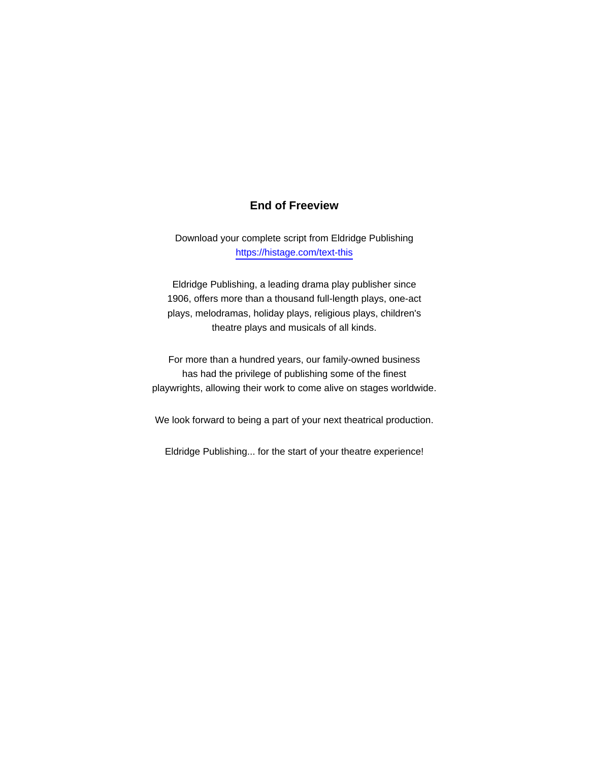**End of Freeview**

Download your complete script from Eldridge Publishing
https://histage.com/text-this

Eldridge Publishing, a leading drama play publisher since 1906, offers more than a thousand full-length plays, one-act plays, melodramas, holiday plays, religious plays, children's theatre plays and musicals of all kinds.

For more than a hundred years, our family-owned business has had the privilege of publishing some of the finest playwrights, allowing their work to come alive on stages worldwide.

We look forward to being a part of your next theatrical production.

Eldridge Publishing... for the start of your theatre experience!